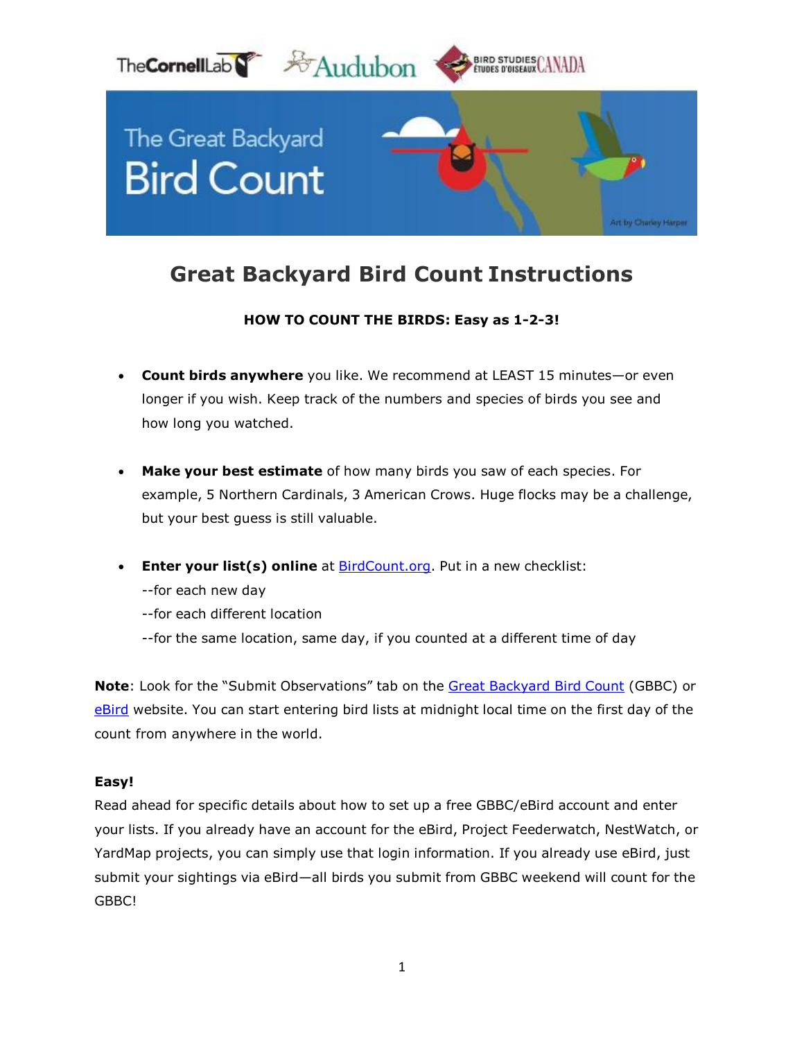# Great Backyard Bird Count Instructions

**HOW TO COUNT THE BIRDS: Easy as 1-2-3!**

- **Count birds anywhere** you like. We recommend at LEAST 15 minutes—or even longer if you wish. Keep track of the numbers and species of birds you see and how long you watched.

- **Make your best estimate** of how many birds you saw of each species. For example, 5 Northern Cardinals, 3 American Crows. Huge flocks may be a challenge, but your best guess is still valuable.

- **Enter your list(s) online** at BirdCount.org. Put in a new checklist:
  --for each new day
  --for each different location
  --for the same location, same day, if you counted at a different time of day

**Note**: Look for the "Submit Observations" tab on the Great Backyard Bird Count (GBBC) or eBird website. You can start entering bird lists at midnight local time on the first day of the count from anywhere in the world.

**Easy!**

Read ahead for specific details about how to set up a free GBBC/eBird account and enter your lists. If you already have an account for the eBird, Project Feederwatch, NestWatch, or YardMap projects, you can simply use that login information. If you already use eBird, just submit your sightings via eBird—all birds you submit from GBBC weekend will count for the GBBC!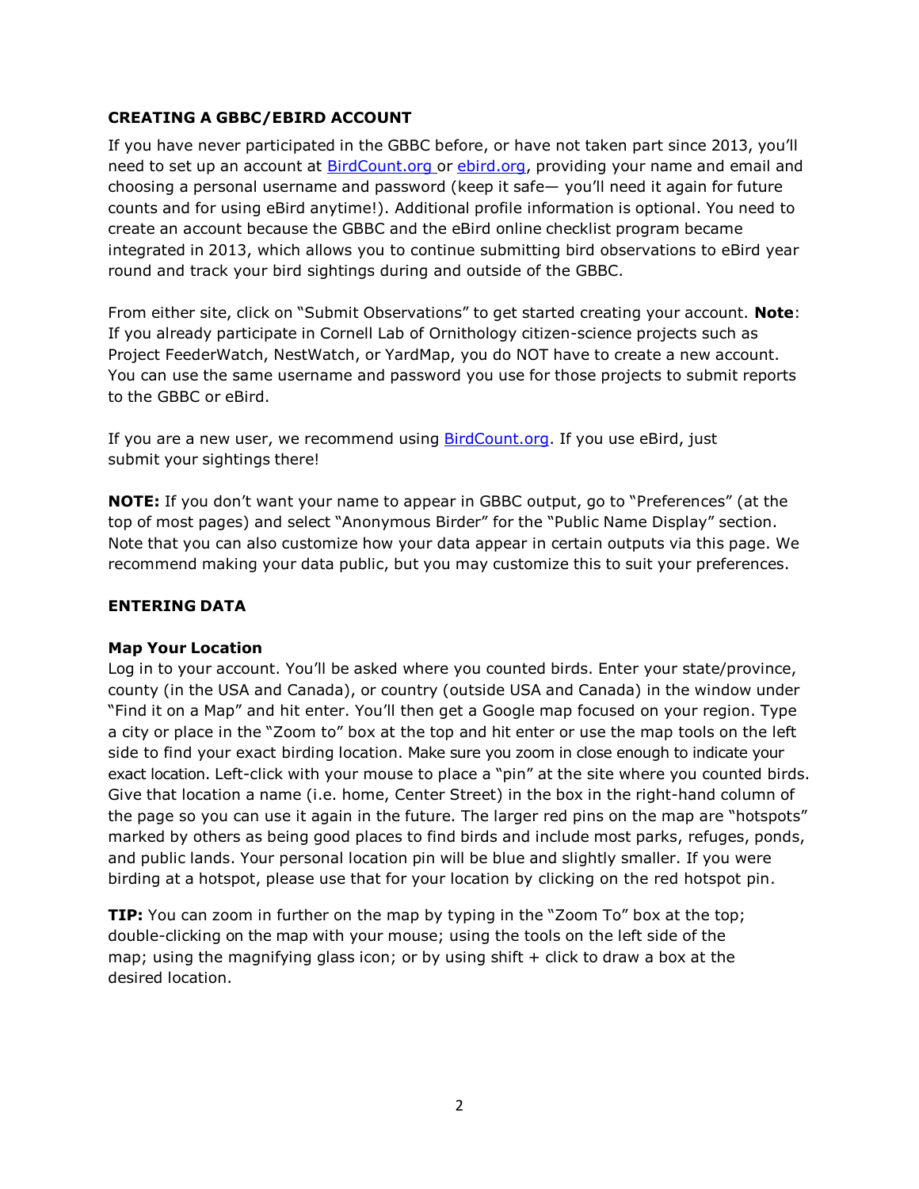## CREATING A GBBC/EBIRD ACCOUNT

If you have never participated in the GBBC before, or have not taken part since 2013, you'll need to set up an account at [BirdCount.org](BirdCount.org) or [ebird.org](ebird.org), providing your name and email and choosing a personal username and password (keep it safe— you'll need it again for future counts and for using eBird anytime!). Additional profile information is optional. You need to create an account because the GBBC and the eBird online checklist program became integrated in 2013, which allows you to continue submitting bird observations to eBird year round and track your bird sightings during and outside of the GBBC.

From either site, click on "Submit Observations" to get started creating your account. **Note**: If you already participate in Cornell Lab of Ornithology citizen-science projects such as Project FeederWatch, NestWatch, or YardMap, you do NOT have to create a new account. You can use the same username and password you use for those projects to submit reports to the GBBC or eBird.

If you are a new user, we recommend using [BirdCount.org](BirdCount.org). If you use eBird, just submit your sightings there!

**NOTE:** If you don't want your name to appear in GBBC output, go to "Preferences" (at the top of most pages) and select "Anonymous Birder" for the "Public Name Display" section. Note that you can also customize how your data appear in certain outputs via this page. We recommend making your data public, but you may customize this to suit your preferences.

## ENTERING DATA

### Map Your Location

Log in to your account. You'll be asked where you counted birds. Enter your state/province, county (in the USA and Canada), or country (outside USA and Canada) in the window under "Find it on a Map" and hit enter. You'll then get a Google map focused on your region. Type a city or place in the "Zoom to" box at the top and hit enter or use the map tools on the left side to find your exact birding location. Make sure you zoom in close enough to indicate your exact location. Left-click with your mouse to place a "pin" at the site where you counted birds. Give that location a name (i.e. home, Center Street) in the box in the right-hand column of the page so you can use it again in the future. The larger red pins on the map are "hotspots" marked by others as being good places to find birds and include most parks, refuges, ponds, and public lands. Your personal location pin will be blue and slightly smaller. If you were birding at a hotspot, please use that for your location by clicking on the red hotspot pin.

**TIP:** You can zoom in further on the map by typing in the "Zoom To" box at the top; double-clicking on the map with your mouse; using the tools on the left side of the map; using the magnifying glass icon; or by using shift + click to draw a box at the desired location.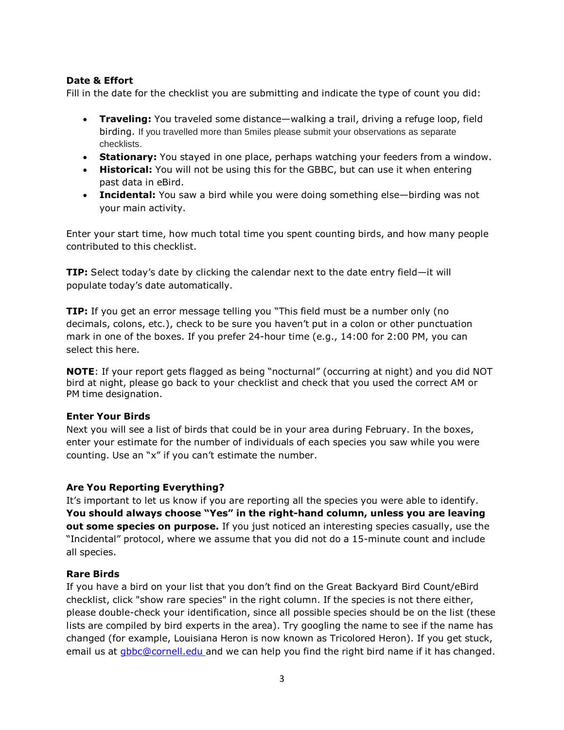### Date & Effort

Fill in the date for the checklist you are submitting and indicate the type of count you did:

- **Traveling:** You traveled some distance—walking a trail, driving a refuge loop, field birding. If you travelled more than 5miles please submit your observations as separate checklists.
- **Stationary:** You stayed in one place, perhaps watching your feeders from a window.
- **Historical:** You will not be using this for the GBBC, but can use it when entering past data in eBird.
- **Incidental:** You saw a bird while you were doing something else—birding was not your main activity.

Enter your start time, how much total time you spent counting birds, and how many people contributed to this checklist.

**TIP:** Select today's date by clicking the calendar next to the date entry field—it will populate today's date automatically.

**TIP:** If you get an error message telling you "This field must be a number only (no decimals, colons, etc.), check to be sure you haven't put in a colon or other punctuation mark in one of the boxes. If you prefer 24-hour time (e.g., 14:00 for 2:00 PM, you can select this here.

**NOTE**: If your report gets flagged as being "nocturnal" (occurring at night) and you did NOT bird at night, please go back to your checklist and check that you used the correct AM or PM time designation.

### Enter Your Birds

Next you will see a list of birds that could be in your area during February. In the boxes, enter your estimate for the number of individuals of each species you saw while you were counting. Use an "x" if you can't estimate the number.

### Are You Reporting Everything?

It's important to let us know if you are reporting all the species you were able to identify. **You should always choose "Yes" in the right-hand column, unless you are leaving out some species on purpose.** If you just noticed an interesting species casually, use the "Incidental" protocol, where we assume that you did not do a 15-minute count and include all species.

### Rare Birds

If you have a bird on your list that you don't find on the Great Backyard Bird Count/eBird checklist, click "show rare species" in the right column. If the species is not there either, please double-check your identification, since all possible species should be on the list (these lists are compiled by bird experts in the area). Try googling the name to see if the name has changed (for example, Louisiana Heron is now known as Tricolored Heron). If you get stuck, email us at gbbc@cornell.edu and we can help you find the right bird name if it has changed.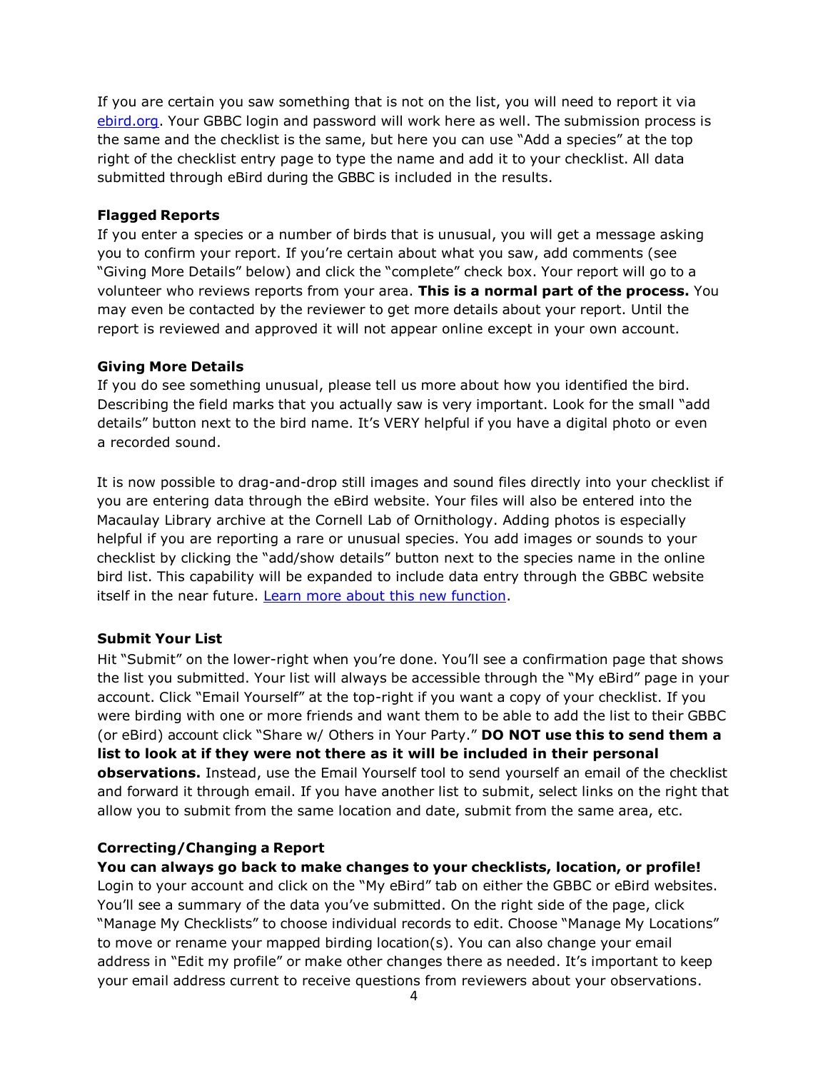If you are certain you saw something that is not on the list, you will need to report it via [ebird.org](ebird.org). Your GBBC login and password will work here as well. The submission process is the same and the checklist is the same, but here you can use "Add a species" at the top right of the checklist entry page to type the name and add it to your checklist. All data submitted through eBird during the GBBC is included in the results.

### Flagged Reports

If you enter a species or a number of birds that is unusual, you will get a message asking you to confirm your report. If you're certain about what you saw, add comments (see "Giving More Details" below) and click the "complete" check box. Your report will go to a volunteer who reviews reports from your area. **This is a normal part of the process.** You may even be contacted by the reviewer to get more details about your report. Until the report is reviewed and approved it will not appear online except in your own account.

### Giving More Details

If you do see something unusual, please tell us more about how you identified the bird. Describing the field marks that you actually saw is very important. Look for the small "add details" button next to the bird name. It's VERY helpful if you have a digital photo or even a recorded sound.

It is now possible to drag-and-drop still images and sound files directly into your checklist if you are entering data through the eBird website. Your files will also be entered into the Macaulay Library archive at the Cornell Lab of Ornithology. Adding photos is especially helpful if you are reporting a rare or unusual species. You add images or sounds to your checklist by clicking the "add/show details" button next to the species name in the online bird list. This capability will be expanded to include data entry through the GBBC website itself in the near future. Learn more about this new function.

### Submit Your List

Hit "Submit" on the lower-right when you're done. You'll see a confirmation page that shows the list you submitted. Your list will always be accessible through the "My eBird" page in your account. Click "Email Yourself" at the top-right if you want a copy of your checklist. If you were birding with one or more friends and want them to be able to add the list to their GBBC (or eBird) account click "Share w/ Others in Your Party." **DO NOT use this to send them a list to look at if they were not there as it will be included in their personal observations.** Instead, use the Email Yourself tool to send yourself an email of the checklist and forward it through email. If you have another list to submit, select links on the right that allow you to submit from the same location and date, submit from the same area, etc.

### Correcting/Changing a Report

**You can always go back to make changes to your checklists, location, or profile!**
Login to your account and click on the "My eBird" tab on either the GBBC or eBird websites. You'll see a summary of the data you've submitted. On the right side of the page, click "Manage My Checklists" to choose individual records to edit. Choose "Manage My Locations" to move or rename your mapped birding location(s). You can also change your email address in "Edit my profile" or make other changes there as needed. It's important to keep your email address current to receive questions from reviewers about your observations.